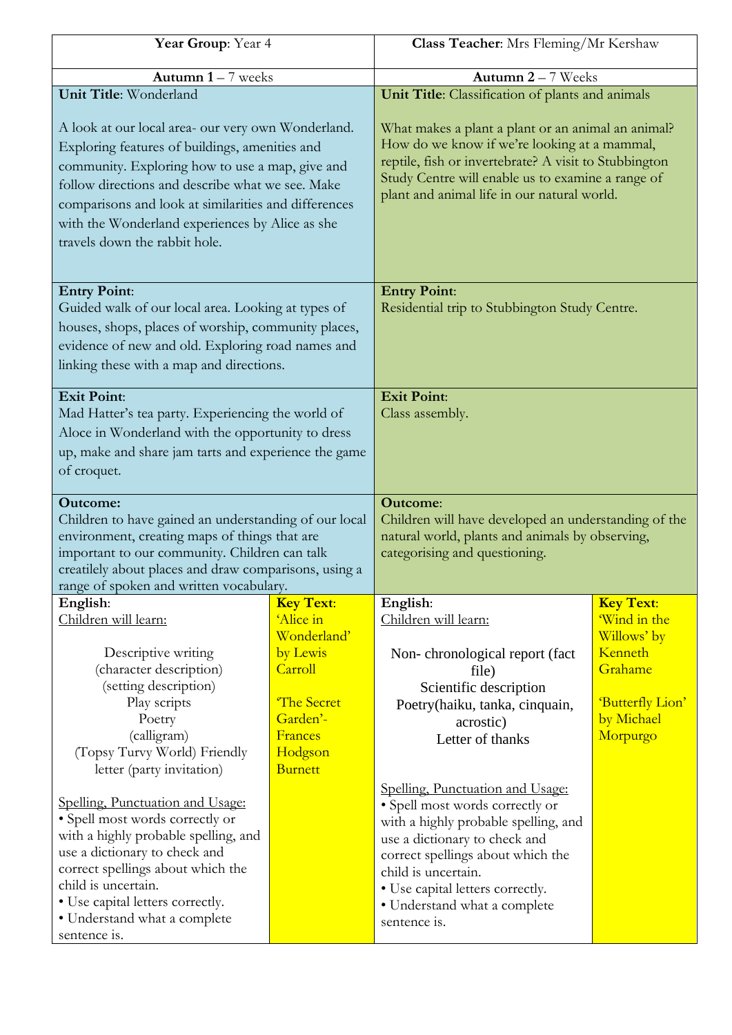| **Year Group**: Year 4 | | **Class Teacher**: Mrs Fleming/Mr Kershaw | |
|---|---|---|---|
| **Autumn 1** – 7 weeks | | **Autumn 2** – 7 Weeks | |
| **Unit Title**: Wonderland<br><br>A look at our local area- our very own Wonderland. Exploring features of buildings, amenities and community. Exploring how to use a map, give and follow directions and describe what we see. Make comparisons and look at similarities and differences with the Wonderland experiences by Alice as she travels down the rabbit hole. | | **Unit Title**: Classification of plants and animals<br><br>What makes a plant a plant or an animal an animal? How do we know if we're looking at a mammal, reptile, fish or invertebrate? A visit to Stubbington Study Centre will enable us to examine a range of plant and animal life in our natural world. | |
| **Entry Point**:<br>Guided walk of our local area. Looking at types of houses, shops, places of worship, community places, evidence of new and old. Exploring road names and linking these with a map and directions. | | **Entry Point**:<br>Residential trip to Stubbington Study Centre. | |
| **Exit Point**:<br>Mad Hatter's tea party. Experiencing the world of Aloce in Wonderland with the opportunity to dress up, make and share jam tarts and experience the game of croquet. | | **Exit Point**:<br>Class assembly. | |
| **Outcome:**<br>Children to have gained an understanding of our local environment, creating maps of things that are important to our community. Children can talk creatilely about places and draw comparisons, using a range of spoken and written vocabulary. | | **Outcome**:<br>Children will have developed an understanding of the natural world, plants and animals by observing, categorising and questioning. | |
| **English**:<br>Children will learn:<br><br>Descriptive writing<br>(character description)<br>(setting description)<br>Play scripts<br>Poetry<br>(calligram)<br>(Topsy Turvy World) Friendly letter (party invitation)<br><br>Spelling, Punctuation and Usage:<br>• Spell most words correctly or with a highly probable spelling, and use a dictionary to check and correct spellings about which the child is uncertain.<br>• Use capital letters correctly.<br>• Understand what a complete sentence is. | **Key Text**:<br>'Alice in Wonderland' by Lewis Carroll<br><br>'The Secret Garden'- Frances Hodgson Burnett | **English**:<br>Children will learn:<br><br>Non- chronological report (fact file)<br>Scientific description<br>Poetry(haiku, tanka, cinquain, acrostic)<br>Letter of thanks<br><br>Spelling, Punctuation and Usage:<br>• Spell most words correctly or with a highly probable spelling, and use a dictionary to check and correct spellings about which the child is uncertain.<br>• Use capital letters correctly.<br>• Understand what a complete sentence is. | **Key Text**:<br>'Wind in the Willows' by Kenneth Grahame<br><br>'Butterfly Lion' by Michael Morpurgo |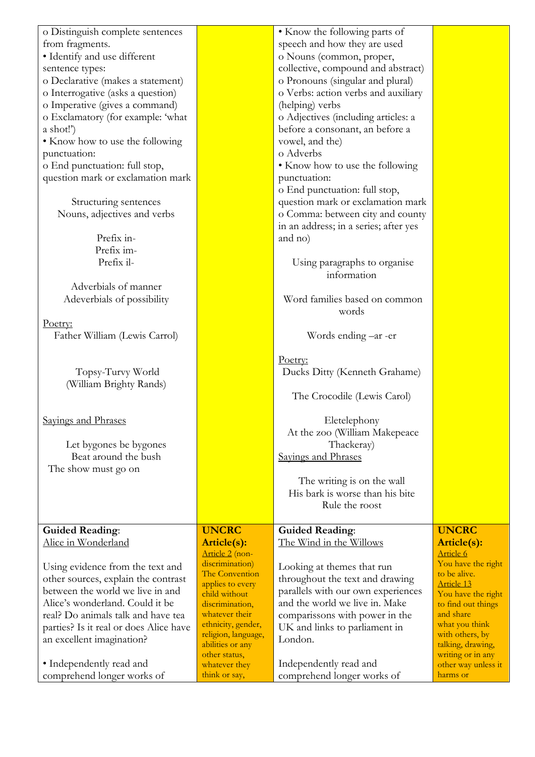| | | | |
|---|---|---|---|
| o Distinguish complete sentences from fragments.<br>• Identify and use different sentence types:<br>o Declarative (makes a statement)<br>o Interrogative (asks a question)<br>o Imperative (gives a command)<br>o Exclamatory (for example: 'what a shot!')<br>• Know how to use the following punctuation:<br>o End punctuation: full stop, question mark or exclamation mark<br><br>Structuring sentences<br>Nouns, adjectives and verbs<br><br>Prefix in-<br>Prefix im-<br>Prefix il-<br><br>Adverbials of manner<br>Adeverbials of possibility<br><br>Poetry:<br>Father William (Lewis Carrol)<br><br>Topsy-Turvy World<br>(William Brighty Rands)<br><br>Sayings and Phrases<br><br>Let bygones be bygones<br>Beat around the bush<br>The show must go on | | • Know the following parts of speech and how they are used<br>o Nouns (common, proper, collective, compound and abstract)<br>o Pronouns (singular and plural)<br>o Verbs: action verbs and auxiliary (helping) verbs<br>o Adjectives (including articles: a before a consonant, an before a vowel, and the)<br>o Adverbs<br>• Know how to use the following punctuation:<br>o End punctuation: full stop, question mark or exclamation mark<br>o Comma: between city and county in an address; in a series; after yes and no)<br><br>Using paragraphs to organise information<br><br>Word families based on common words<br><br>Words ending –ar -er<br><br>Poetry:<br>Ducks Ditty (Kenneth Grahame)<br><br>The Crocodile (Lewis Carol)<br><br>Eletelephony<br>At the zoo (William Makepeace Thackeray)<br>Sayings and Phrases<br><br>The writing is on the wall<br>His bark is worse than his bite<br>Rule the roost | |
| **Guided Reading**:<br>Alice in Wonderland<br><br>Using evidence from the text and other sources, explain the contrast between the world we live in and Alice's wonderland. Could it be real? Do animals talk and have tea parties? Is it real or does Alice have an excellent imagination?<br><br>• Independently read and comprehend longer works of | **UNCRC Article(s):**<br>Article 2 (non-discrimination) The Convention applies to every child without discrimination, whatever their ethnicity, gender, religion, language, abilities or any other status, whatever they think or say, | **Guided Reading**:<br>The Wind in the Willows<br><br>Looking at themes that run throughout the text and drawing parallels with our own experiences and the world we live in. Make comparissons with power in the UK and links to parliament in London.<br><br>Independently read and comprehend longer works of | **UNCRC Article(s):**<br>Article 6<br>You have the right to be alive.<br>Article 13<br>You have the right to find out things and share what you think with others, by talking, drawing, writing or in any other way unless it harms or |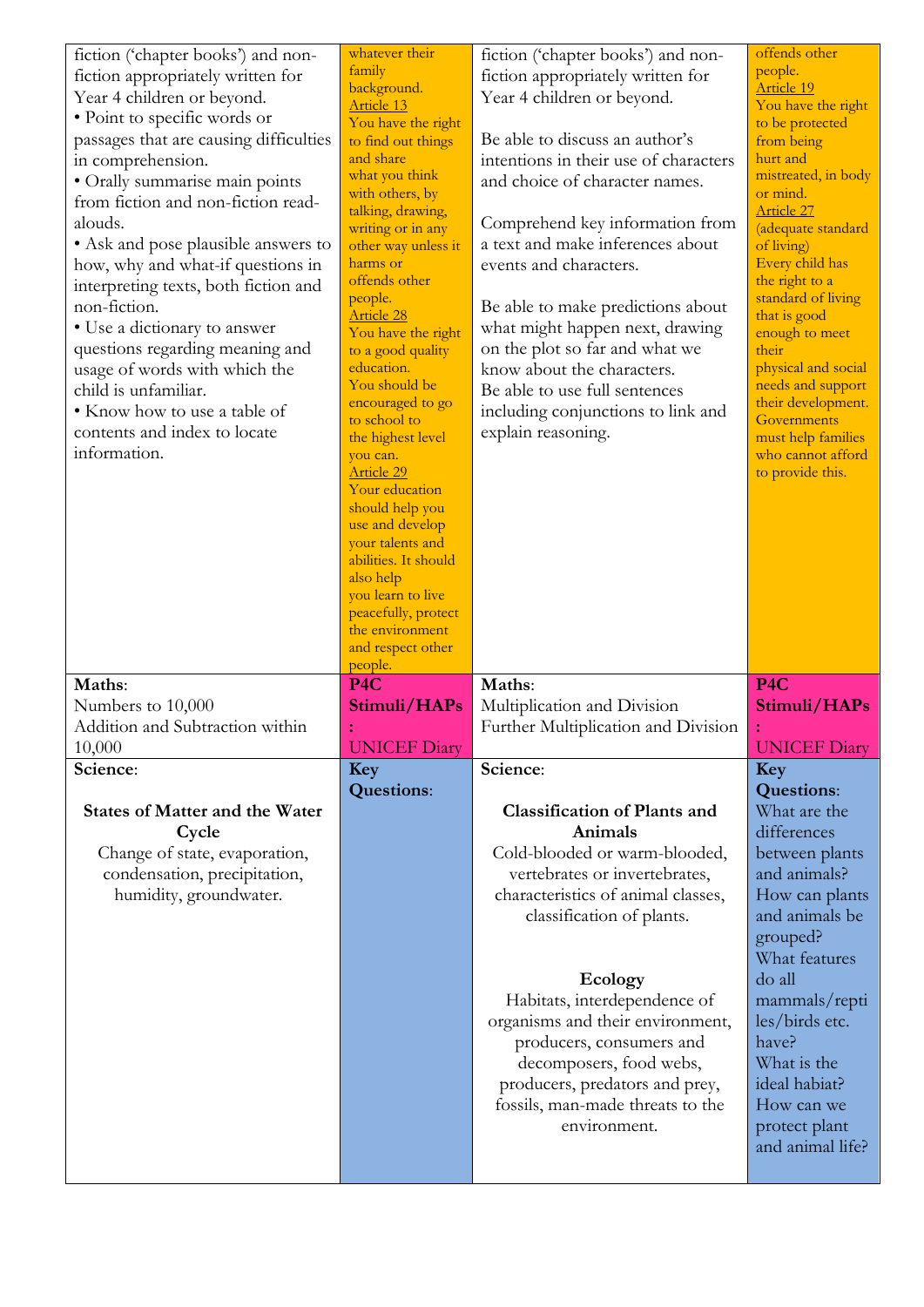| | | | |
|---|---|---|---|
| fiction ('chapter books') and non-fiction appropriately written for Year 4 children or beyond.<br>• Point to specific words or passages that are causing difficulties in comprehension.<br>• Orally summarise main points from fiction and non-fiction read-alouds.<br>• Ask and pose plausible answers to how, why and what-if questions in interpreting texts, both fiction and non-fiction.<br>• Use a dictionary to answer questions regarding meaning and usage of words with which the child is unfamiliar.<br>• Know how to use a table of contents and index to locate information. | whatever their family background.<br>Article 13<br>You have the right to find out things and share what you think with others, by talking, drawing, writing or in any other way unless it harms or offends other people.<br>Article 28<br>You have the right to a good quality education. You should be encouraged to go to school to the highest level you can.<br>Article 29<br>Your education should help you use and develop your talents and abilities. It should also help you learn to live peacefully, protect the environment and respect other people. | fiction ('chapter books') and non-fiction appropriately written for Year 4 children or beyond.<br><br>Be able to discuss an author's intentions in their use of characters and choice of character names.<br><br>Comprehend key information from a text and make inferences about events and characters.<br><br>Be able to make predictions about what might happen next, drawing on the plot so far and what we know about the characters.<br>Be able to use full sentences including conjunctions to link and explain reasoning. | offends other people.<br>Article 19<br>You have the right to be protected from being hurt and mistreated, in body or mind.<br>Article 27<br>(adequate standard of living)<br>Every child has the right to a standard of living that is good enough to meet their physical and social needs and support their development. Governments must help families who cannot afford to provide this. |
| **Maths**:<br>Numbers to 10,000<br>Addition and Subtraction within 10,000 | **P4C Stimuli/HAPs:**<br>UNICEF Diary | **Maths**:<br>Multiplication and Division<br>Further Multiplication and Division | **P4C Stimuli/HAPs:**<br>UNICEF Diary |
| **Science**:<br><br>**States of Matter and the Water Cycle**<br>Change of state, evaporation, condensation, precipitation, humidity, groundwater. | **Key Questions**: | **Science**:<br><br>**Classification of Plants and Animals**<br>Cold-blooded or warm-blooded, vertebrates or invertebrates, characteristics of animal classes, classification of plants.<br><br>**Ecology**<br>Habitats, interdependence of organisms and their environment, producers, consumers and decomposers, food webs, producers, predators and prey, fossils, man-made threats to the environment. | **Key Questions**:<br>What are the differences between plants and animals?<br>How can plants and animals be grouped?<br>What features do all mammals/reptiles/birds etc. have?<br>What is the ideal habiat?<br>How can we protect plant and animal life? |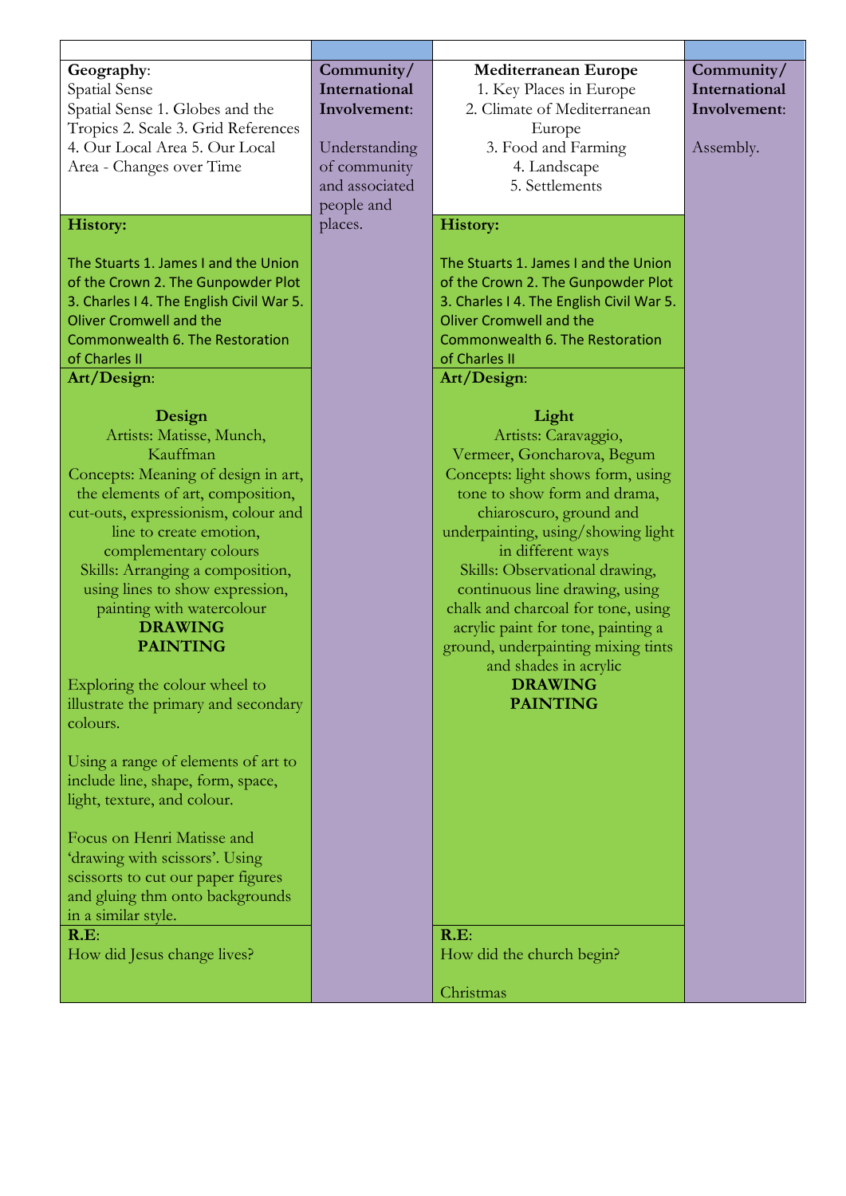| | | | |
|---|---|---|---|
| **Geography**: Spatial Sense Spatial Sense 1. Globes and the Tropics 2. Scale 3. Grid References 4. Our Local Area 5. Our Local Area - Changes over Time | **Community/ International Involvement**: Understanding of community and associated people and places. | **Mediterranean Europe** 1. Key Places in Europe 2. Climate of Mediterranean Europe 3. Food and Farming 4. Landscape 5. Settlements | **Community/ International Involvement**: Assembly. |
| **History:** The Stuarts 1. James I and the Union of the Crown 2. The Gunpowder Plot 3. Charles I 4. The English Civil War 5. Oliver Cromwell and the Commonwealth 6. The Restoration of Charles II | | **History:** The Stuarts 1. James I and the Union of the Crown 2. The Gunpowder Plot 3. Charles I 4. The English Civil War 5. Oliver Cromwell and the Commonwealth 6. The Restoration of Charles II | |
| **Art/Design**: **Design** Artists: Matisse, Munch, Kauffman Concepts: Meaning of design in art, the elements of art, composition, cut-outs, expressionism, colour and line to create emotion, complementary colours Skills: Arranging a composition, using lines to show expression, painting with watercolour **DRAWING** **PAINTING** Exploring the colour wheel to illustrate the primary and secondary colours. Using a range of elements of art to include line, shape, form, space, light, texture, and colour. Focus on Henri Matisse and 'drawing with scissors'. Using scissors to cut our paper figures and gluing thm onto backgrounds in a similar style. | | **Art/Design**: **Light** Artists: Caravaggio, Vermeer, Goncharova, Begum Concepts: light shows form, using tone to show form and drama, chiaroscuro, ground and underpainting, using/showing light in different ways Skills: Observational drawing, continuous line drawing, using chalk and charcoal for tone, using acrylic paint for tone, painting a ground, underpainting mixing tints and shades in acrylic **DRAWING** **PAINTING** | |
| **R.E**: How did Jesus change lives? | | **R.E**: How did the church begin? Christmas | |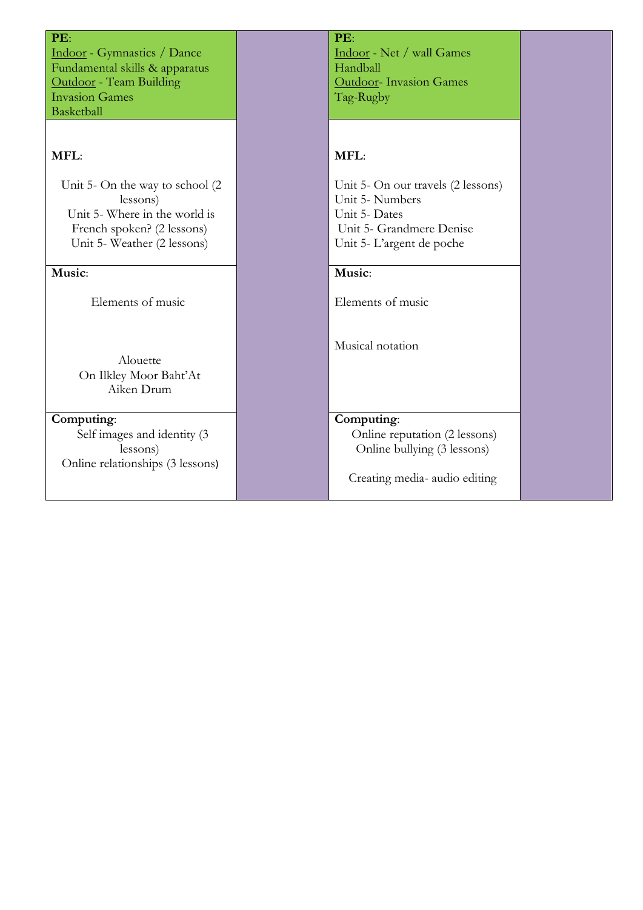| | | | |
|---|---|---|---|
| **PE**:<br>Indoor - Gymnastics / Dance<br>Fundamental skills & apparatus<br>Outdoor - Team Building<br>Invasion Games<br>Basketball | | **PE**:<br>Indoor - Net / wall Games<br>Handball<br>Outdoor- Invasion Games<br>Tag-Rugby | |
| **MFL**:<br><br>Unit 5- On the way to school (2 lessons)<br>Unit 5- Where in the world is French spoken? (2 lessons)<br>Unit 5- Weather (2 lessons) | | **MFL**:<br><br>Unit 5- On our travels (2 lessons)<br>Unit 5- Numbers<br>Unit 5- Dates<br>Unit 5- Grandmere Denise<br>Unit 5- L'argent de poche | |
| **Music**:<br><br>Elements of music<br><br>Alouette<br>On Ilkley Moor Baht'At<br>Aiken Drum | | **Music**:<br><br>Elements of music<br><br>Musical notation | |
| **Computing**:<br>Self images and identity (3 lessons)<br>Online relationships (3 lessons) | | **Computing**:<br>Online reputation (2 lessons)<br>Online bullying (3 lessons)<br><br>Creating media- audio editing | |